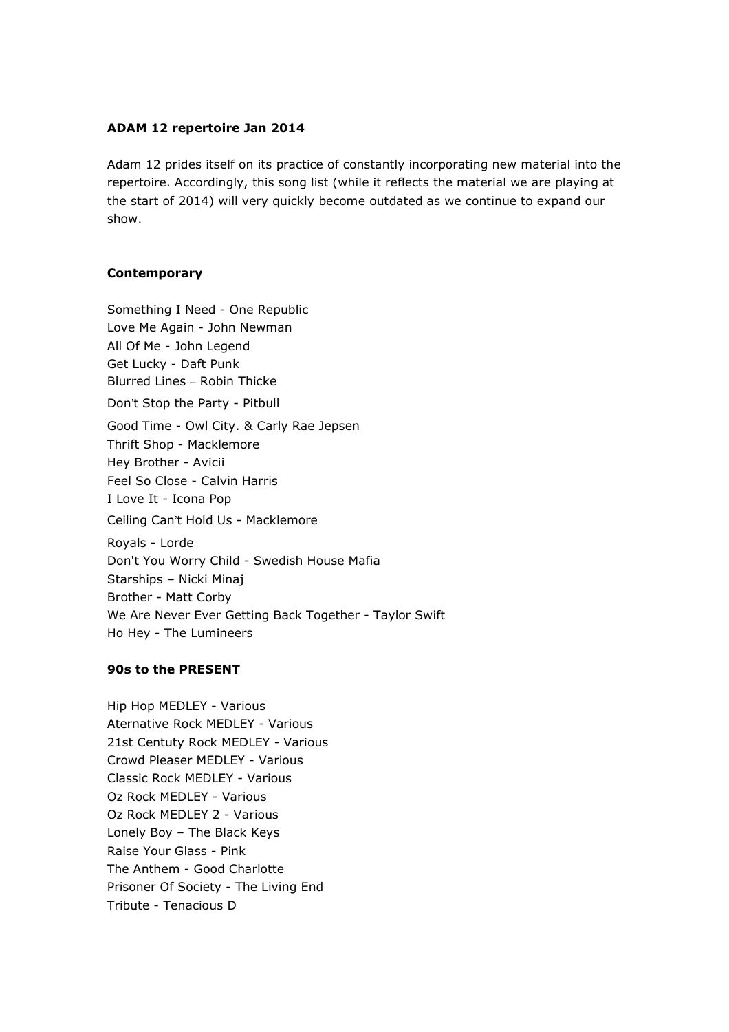**ADAM 12 repertoire Jan 2014**

Adam 12 prides itself on its practice of constantly incorporating new material into the repertoire. Accordingly, this song list (while it reflects the material we are playing at the start of 2014) will very quickly become outdated as we continue to expand our show.

**Contemporary**

Something I Need - One Republic
Love Me Again - John Newman
All Of Me - John Legend
Get Lucky - Daft Punk
Blurred Lines – Robin Thicke
Don't Stop the Party - Pitbull
Good Time - Owl City. & Carly Rae Jepsen
Thrift Shop - Macklemore
Hey Brother - Avicii
Feel So Close - Calvin Harris
I Love It - Icona Pop
Ceiling Can't Hold Us - Macklemore
Royals - Lorde
Don't You Worry Child - Swedish House Mafia
Starships – Nicki Minaj
Brother - Matt Corby
We Are Never Ever Getting Back Together - Taylor Swift
Ho Hey - The Lumineers

**90s to the PRESENT**

Hip Hop MEDLEY - Various
Aternative Rock MEDLEY - Various
21st Centuty Rock MEDLEY - Various
Crowd Pleaser MEDLEY - Various
Classic Rock MEDLEY - Various
Oz Rock MEDLEY - Various
Oz Rock MEDLEY 2 - Various
Lonely Boy – The Black Keys
Raise Your Glass - Pink
The Anthem - Good Charlotte
Prisoner Of Society - The Living End
Tribute - Tenacious D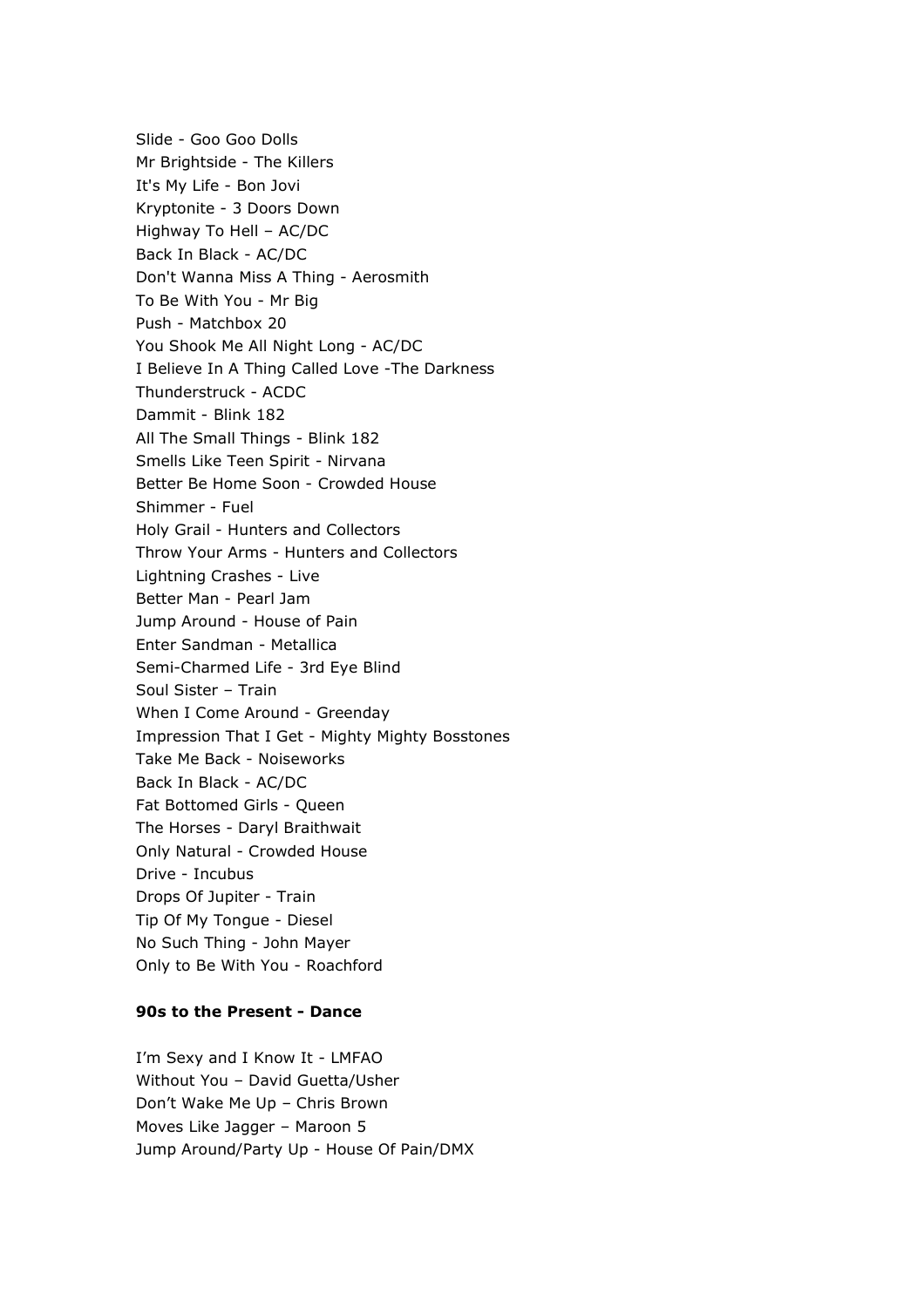Slide - Goo Goo Dolls
Mr Brightside - The Killers
It's My Life - Bon Jovi
Kryptonite - 3 Doors Down
Highway To Hell – AC/DC
Back In Black - AC/DC
Don't Wanna Miss A Thing - Aerosmith
To Be With You - Mr Big
Push - Matchbox 20
You Shook Me All Night Long - AC/DC
I Believe In A Thing Called Love -The Darkness
Thunderstruck - ACDC
Dammit - Blink 182
All The Small Things - Blink 182
Smells Like Teen Spirit - Nirvana
Better Be Home Soon - Crowded House
Shimmer - Fuel
Holy Grail - Hunters and Collectors
Throw Your Arms - Hunters and Collectors
Lightning Crashes - Live
Better Man - Pearl Jam
Jump Around - House of Pain
Enter Sandman - Metallica
Semi-Charmed Life - 3rd Eye Blind
Soul Sister – Train
When I Come Around - Greenday
Impression That I Get - Mighty Mighty Bosstones
Take Me Back - Noiseworks
Back In Black - AC/DC
Fat Bottomed Girls - Queen
The Horses - Daryl Braithwait
Only Natural - Crowded House
Drive - Incubus
Drops Of Jupiter - Train
Tip Of My Tongue - Diesel
No Such Thing - John Mayer
Only to Be With You - Roachford

**90s to the Present - Dance**

I'm Sexy and I Know It - LMFAO
Without You – David Guetta/Usher
Don't Wake Me Up – Chris Brown
Moves Like Jagger – Maroon 5
Jump Around/Party Up - House Of Pain/DMX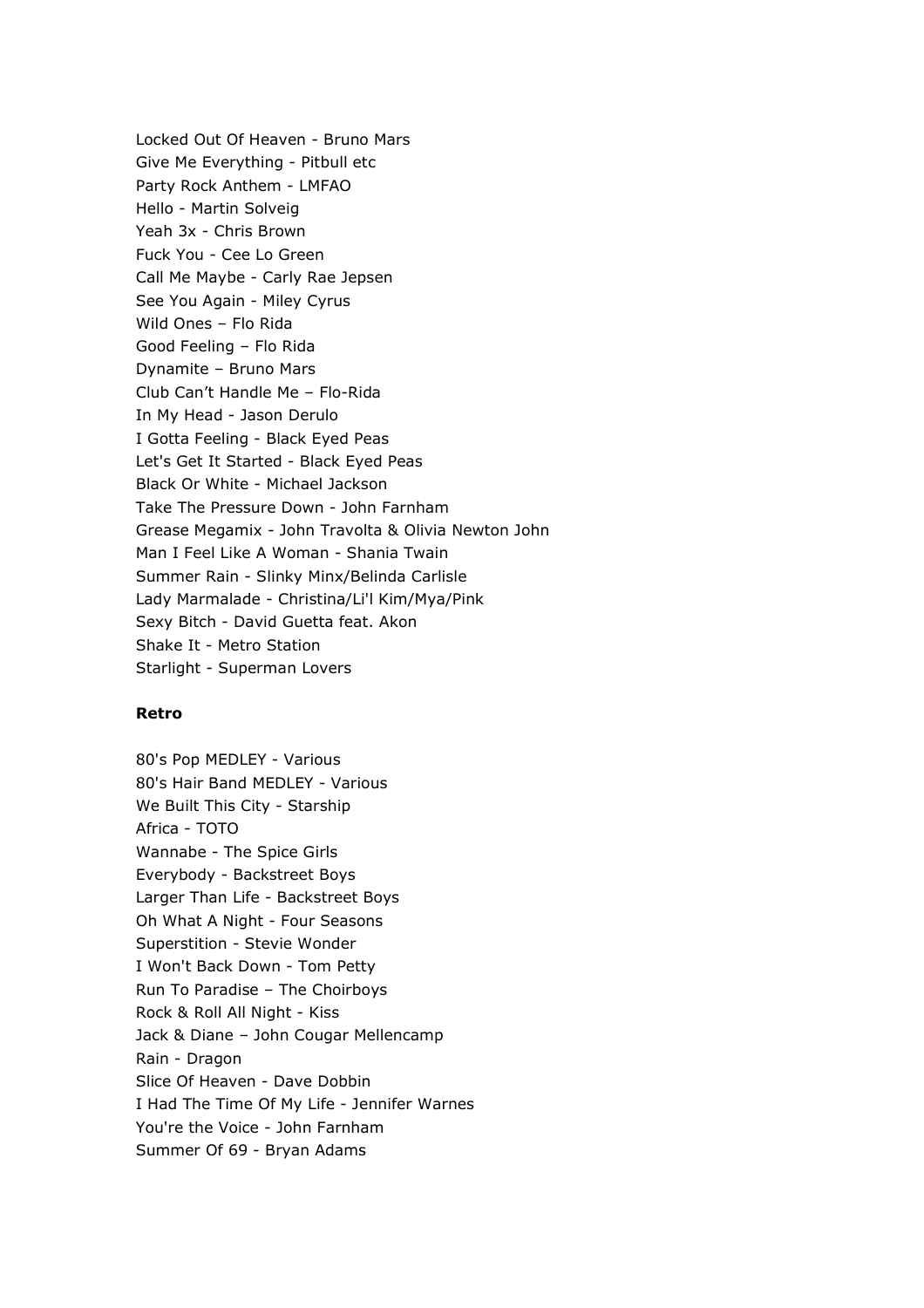Locked Out Of Heaven - Bruno Mars
Give Me Everything - Pitbull etc
Party Rock Anthem - LMFAO
Hello - Martin Solveig
Yeah 3x - Chris Brown
Fuck You - Cee Lo Green
Call Me Maybe - Carly Rae Jepsen
See You Again - Miley Cyrus
Wild Ones – Flo Rida
Good Feeling – Flo Rida
Dynamite – Bruno Mars
Club Can't Handle Me – Flo-Rida
In My Head - Jason Derulo
I Gotta Feeling - Black Eyed Peas
Let's Get It Started - Black Eyed Peas
Black Or White - Michael Jackson
Take The Pressure Down - John Farnham
Grease Megamix - John Travolta & Olivia Newton John
Man I Feel Like A Woman - Shania Twain
Summer Rain - Slinky Minx/Belinda Carlisle
Lady Marmalade - Christina/Li'l Kim/Mya/Pink
Sexy Bitch - David Guetta feat. Akon
Shake It - Metro Station
Starlight - Superman Lovers

**Retro**

80's Pop MEDLEY - Various
80's Hair Band MEDLEY - Various
We Built This City - Starship
Africa - TOTO
Wannabe - The Spice Girls
Everybody - Backstreet Boys
Larger Than Life - Backstreet Boys
Oh What A Night - Four Seasons
Superstition - Stevie Wonder
I Won't Back Down - Tom Petty
Run To Paradise – The Choirboys
Rock & Roll All Night - Kiss
Jack & Diane – John Cougar Mellencamp
Rain - Dragon
Slice Of Heaven - Dave Dobbin
I Had The Time Of My Life - Jennifer Warnes
You're the Voice - John Farnham
Summer Of 69 - Bryan Adams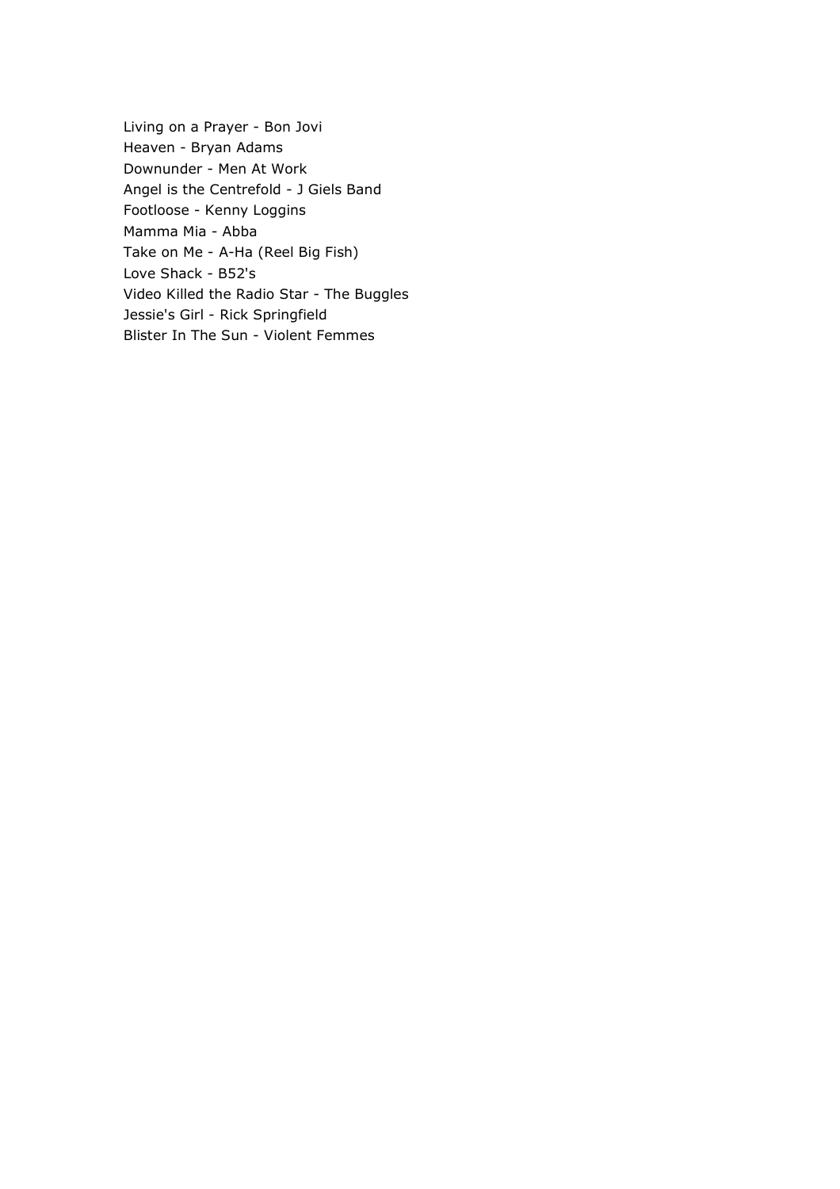Living on a Prayer - Bon Jovi
Heaven - Bryan Adams
Downunder - Men At Work
Angel is the Centrefold - J Giels Band
Footloose - Kenny Loggins
Mamma Mia - Abba
Take on Me - A-Ha (Reel Big Fish)
Love Shack - B52's
Video Killed the Radio Star - The Buggles
Jessie's Girl - Rick Springfield
Blister In The Sun - Violent Femmes